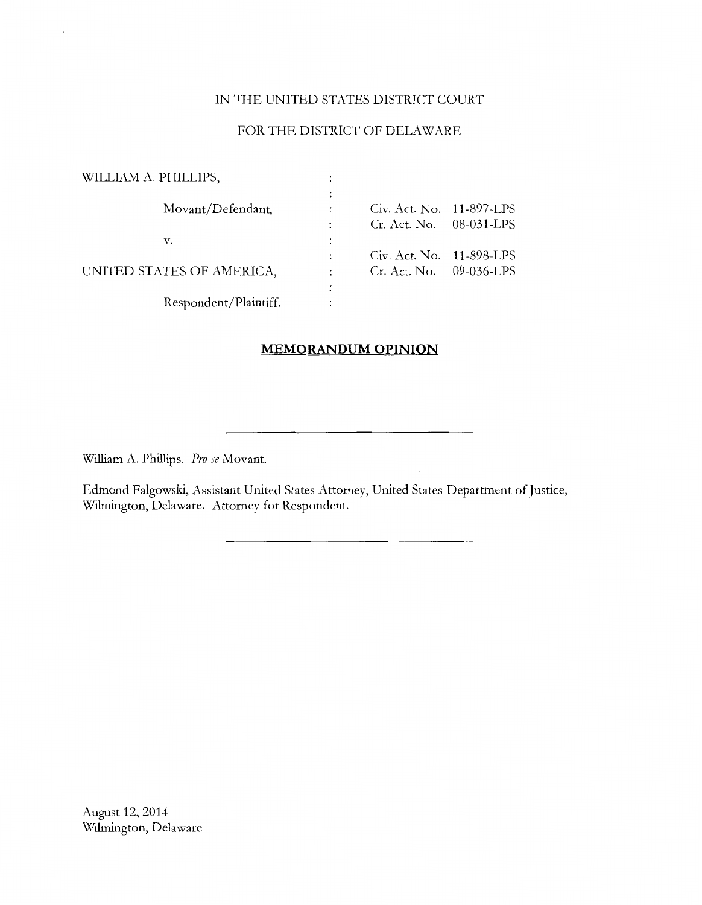IN THE UNITED STATES DISTRICT COURT

FOR THE DISTRICT OF DELAWARE

| | | |
|---|---|---|
| WILLIAM A. PHILLIPS, | : | |
| | : | |
| Movant/Defendant, | : | Civ. Act. No. 11-897-LPS |
| | : | Cr. Act. No. 08-031-LPS |
| v. | : | |
| | : | Civ. Act. No. 11-898-LPS |
| UNITED STATES OF AMERICA, | : | Cr. Act. No. 09-036-LPS |
| | : | |
| Respondent/Plaintiff. | : | |

## MEMORANDUM OPINION

---

William A. Phillips. *Pro se* Movant.

Edmond Falgowski, Assistant United States Attorney, United States Department of Justice, Wilmington, Delaware. Attorney for Respondent.

---

August 12, 2014
Wilmington, Delaware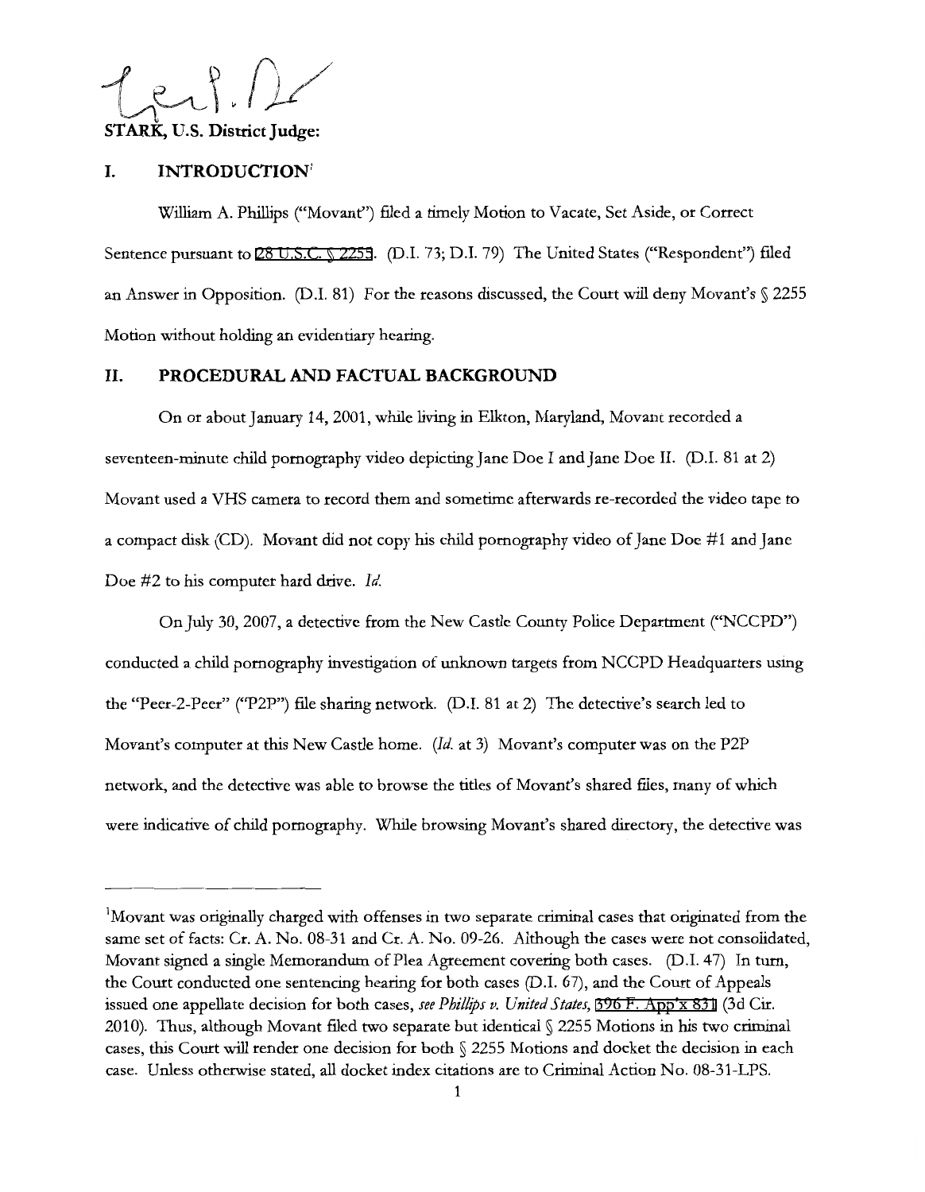STARK, U.S. District Judge:

## I. INTRODUCTION[1]

William A. Phillips ("Movant") filed a timely Motion to Vacate, Set Aside, or Correct Sentence pursuant to 28 U.S.C. § 2255. (D.I. 73; D.I. 79) The United States ("Respondent") filed an Answer in Opposition. (D.I. 81) For the reasons discussed, the Court will deny Movant's § 2255 Motion without holding an evidentiary hearing.

## II. PROCEDURAL AND FACTUAL BACKGROUND

On or about January 14, 2001, while living in Elkton, Maryland, Movant recorded a seventeen-minute child pornography video depicting Jane Doe I and Jane Doe II. (D.I. 81 at 2) Movant used a VHS camera to record them and sometime afterwards re-recorded the video tape to a compact disk (CD). Movant did not copy his child pornography video of Jane Doe #1 and Jane Doe #2 to his computer hard drive. *Id.*

On July 30, 2007, a detective from the New Castle County Police Department ("NCCPD") conducted a child pornography investigation of unknown targets from NCCPD Headquarters using the "Peer-2-Peer" ("P2P") file sharing network. (D.I. 81 at 2) The detective's search led to Movant's computer at this New Castle home. (*Id.* at 3) Movant's computer was on the P2P network, and the detective was able to browse the titles of Movant's shared files, many of which were indicative of child pornography. While browsing Movant's shared directory, the detective was

---

[1]Movant was originally charged with offenses in two separate criminal cases that originated from the same set of facts: Cr. A. No. 08-31 and Cr. A. No. 09-26. Although the cases were not consolidated, Movant signed a single Memorandum of Plea Agreement covering both cases. (D.I. 47) In turn, the Court conducted one sentencing hearing for both cases (D.I. 67), and the Court of Appeals issued one appellate decision for both cases, *see Phillips v. United States,* 396 F. App'x 831 (3d Cir. 2010). Thus, although Movant filed two separate but identical § 2255 Motions in his two criminal cases, this Court will render one decision for both § 2255 Motions and docket the decision in each case. Unless otherwise stated, all docket index citations are to Criminal Action No. 08-31-LPS.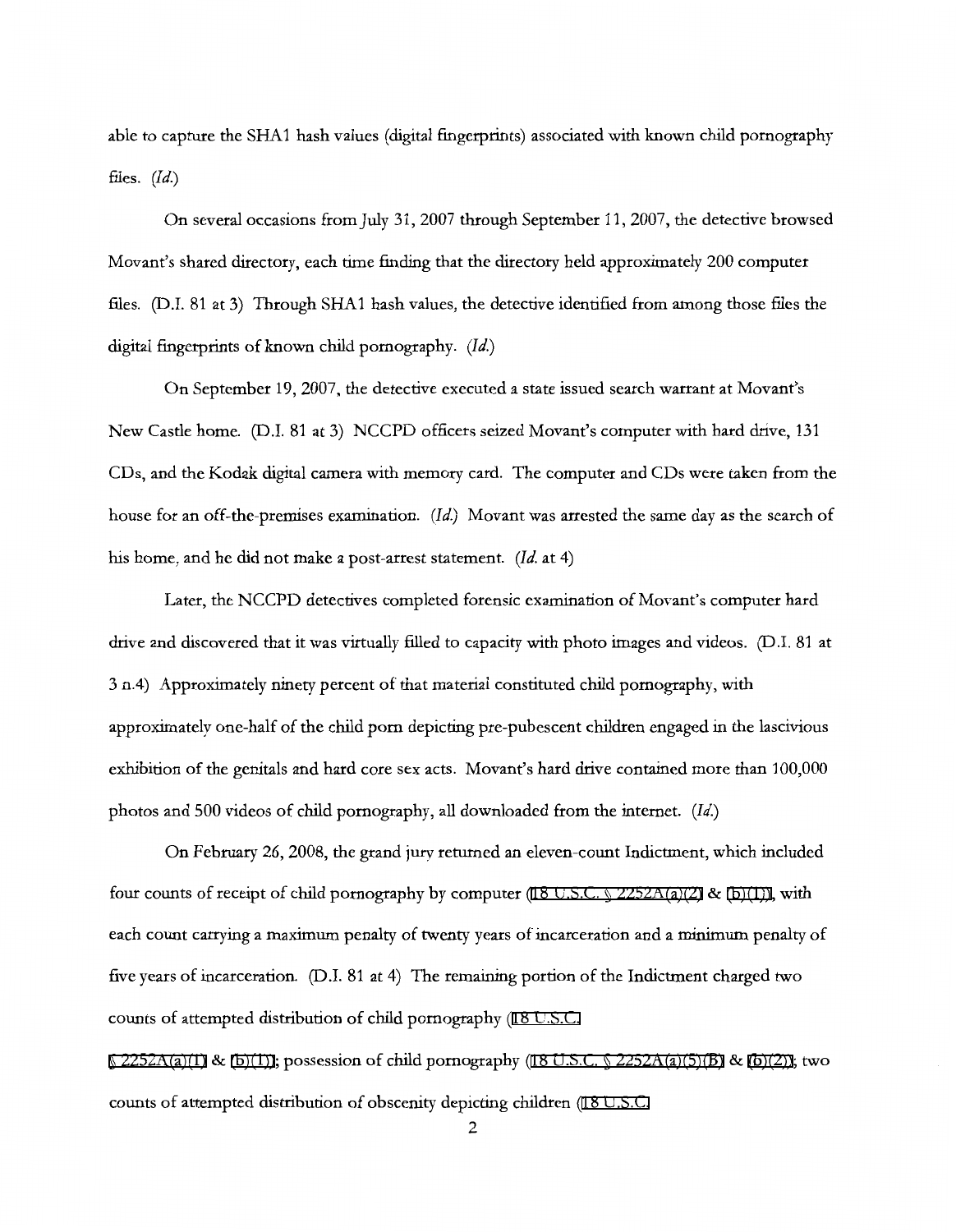able to capture the SHA1 hash values (digital fingerprints) associated with known child pornography files. (*Id.*)

On several occasions from July 31, 2007 through September 11, 2007, the detective browsed Movant's shared directory, each time finding that the directory held approximately 200 computer files. (D.I. 81 at 3) Through SHA1 hash values, the detective identified from among those files the digital fingerprints of known child pornography. (*Id.*)

On September 19, 2007, the detective executed a state issued search warrant at Movant's New Castle home. (D.I. 81 at 3) NCCPD officers seized Movant's computer with hard drive, 131 CDs, and the Kodak digital camera with memory card. The computer and CDs were taken from the house for an off-the-premises examination. (*Id.*) Movant was arrested the same day as the search of his home, and he did not make a post-arrest statement. (*Id.* at 4)

Later, the NCCPD detectives completed forensic examination of Movant's computer hard drive and discovered that it was virtually filled to capacity with photo images and videos. (D.I. 81 at 3 n.4) Approximately ninety percent of that material constituted child pornography, with approximately one-half of the child porn depicting pre-pubescent children engaged in the lascivious exhibition of the genitals and hard core sex acts. Movant's hard drive contained more than 100,000 photos and 500 videos of child pornography, all downloaded from the internet. (*Id.*)

On February 26, 2008, the grand jury returned an eleven-count Indictment, which included four counts of receipt of child pornography by computer (18 U.S.C. § 2252A(a)(2) & (b)(1)), with each count carrying a maximum penalty of twenty years of incarceration and a minimum penalty of five years of incarceration. (D.I. 81 at 4) The remaining portion of the Indictment charged two counts of attempted distribution of child pornography (18 U.S.C. § 2252A(a)(1) & (b)(1)); possession of child pornography (18 U.S.C. § 2252A(a)(5)(B) & (b)(2)); two counts of attempted distribution of obscenity depicting children (18 U.S.C.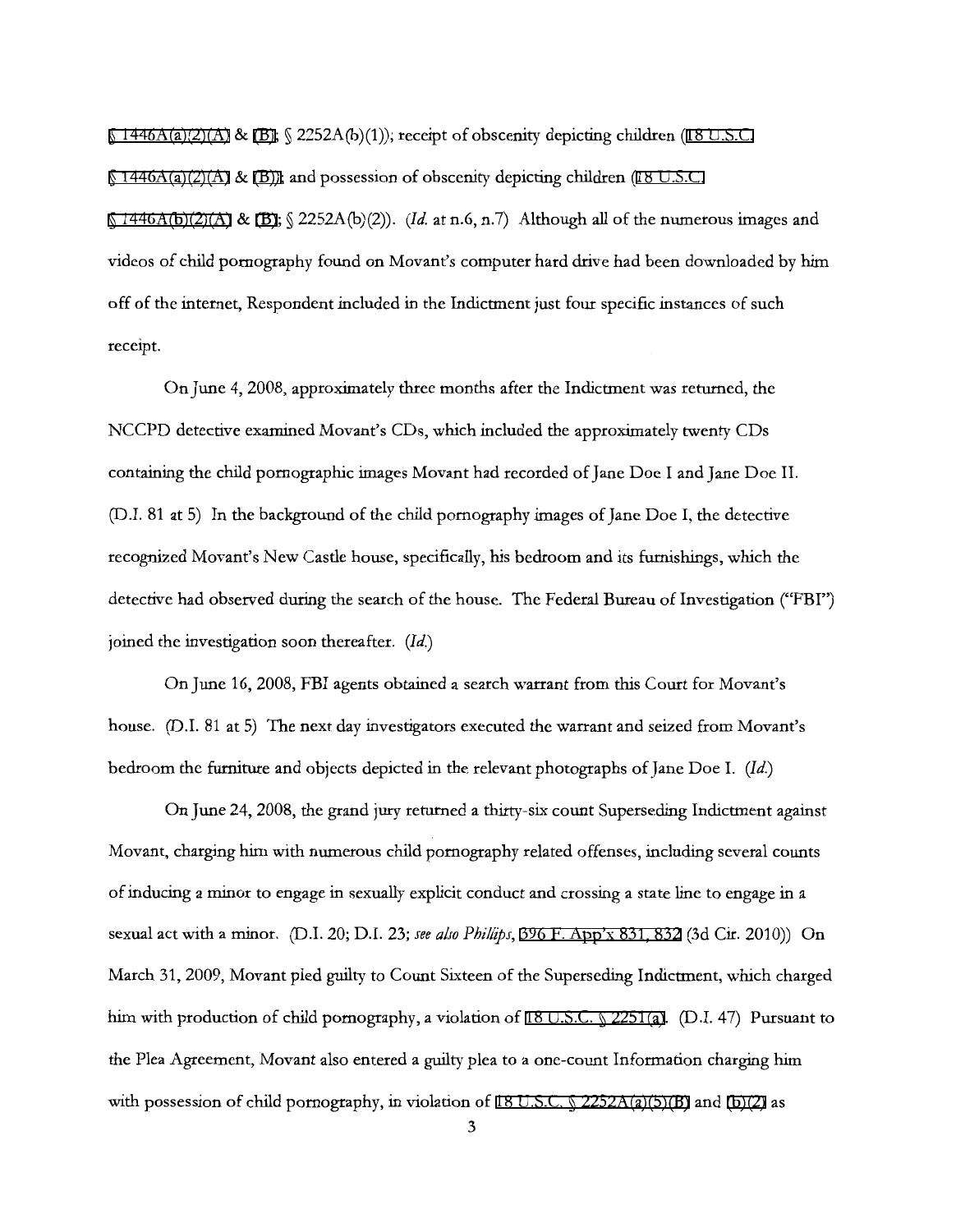§ 1446A(a)(2)(A) & (B); § 2252A(b)(1)); receipt of obscenity depicting children (18 U.S.C. § 1446A(a)(2)(A) & (B)); and possession of obscenity depicting children (18 U.S.C. § 1446A(b)(2)(A) & (B); § 2252A(b)(2)). (*Id.* at n.6, n.7) Although all of the numerous images and videos of child pornography found on Movant's computer hard drive had been downloaded by him off of the internet, Respondent included in the Indictment just four specific instances of such receipt.

On June 4, 2008, approximately three months after the Indictment was returned, the NCCPD detective examined Movant's CDs, which included the approximately twenty CDs containing the child pornographic images Movant had recorded of Jane Doe I and Jane Doe II. (D.I. 81 at 5) In the background of the child pornography images of Jane Doe I, the detective recognized Movant's New Castle house, specifically, his bedroom and its furnishings, which the detective had observed during the search of the house. The Federal Bureau of Investigation ("FBI") joined the investigation soon thereafter. (*Id.*)

On June 16, 2008, FBI agents obtained a search warrant from this Court for Movant's house. (D.I. 81 at 5) The next day investigators executed the warrant and seized from Movant's bedroom the furniture and objects depicted in the relevant photographs of Jane Doe I. (*Id.*)

On June 24, 2008, the grand jury returned a thirty-six count Superseding Indictment against Movant, charging him with numerous child pornography related offenses, including several counts of inducing a minor to engage in sexually explicit conduct and crossing a state line to engage in a sexual act with a minor. (D.I. 20; D.I. 23; *see also Phillips*, 396 F. App'x 831, 832 (3d Cir. 2010)) On March 31, 2009, Movant pled guilty to Count Sixteen of the Superseding Indictment, which charged him with production of child pornography, a violation of 18 U.S.C. § 2251(a). (D.I. 47) Pursuant to the Plea Agreement, Movant also entered a guilty plea to a one-count Information charging him with possession of child pornography, in violation of 18 U.S.C. § 2252A(a)(5)(B) and (b)(2) as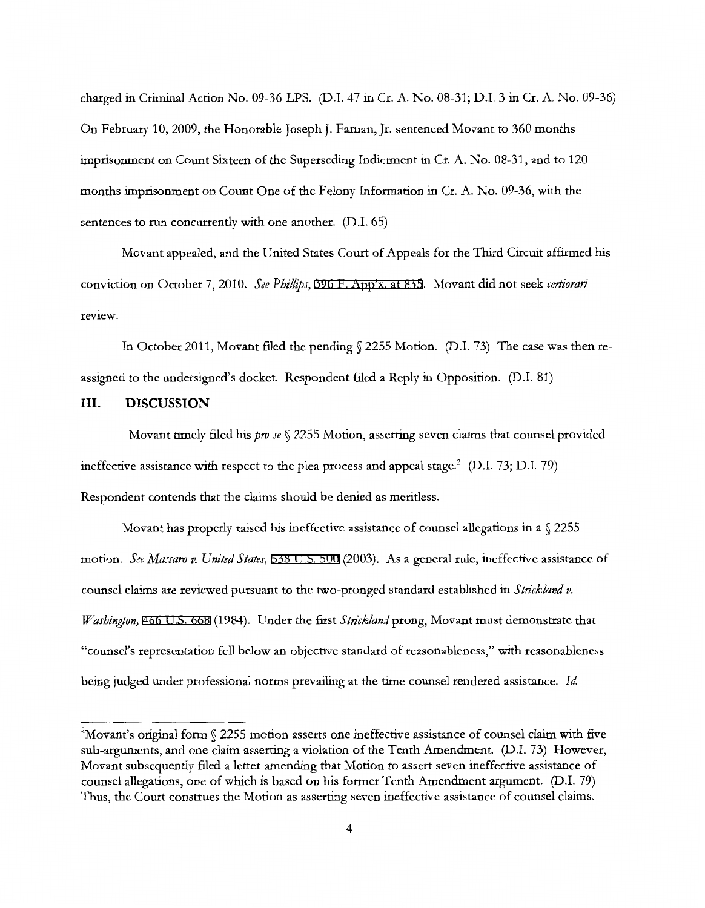charged in Criminal Action No. 09-36-LPS. (D.I. 47 in Cr. A. No. 08-31; D.I. 3 in Cr. A. No. 09-36) On February 10, 2009, the Honorable Joseph J. Farnan, Jr. sentenced Movant to 360 months imprisonment on Count Sixteen of the Superseding Indictment in Cr. A. No. 08-31, and to 120 months imprisonment on Count One of the Felony Information in Cr. A. No. 09-36, with the sentences to run concurrently with one another. (D.I. 65)

Movant appealed, and the United States Court of Appeals for the Third Circuit affirmed his conviction on October 7, 2010. *See Phillips*, 396 F. App'x. at 835. Movant did not seek *certiorari* review.

In October 2011, Movant filed the pending § 2255 Motion. (D.I. 73) The case was then re-assigned to the undersigned's docket. Respondent filed a Reply in Opposition. (D.I. 81)

## III. DISCUSSION

Movant timely filed his *pro se* § 2255 Motion, asserting seven claims that counsel provided ineffective assistance with respect to the plea process and appeal stage.[2] (D.I. 73; D.I. 79) Respondent contends that the claims should be denied as meritless.

Movant has properly raised his ineffective assistance of counsel allegations in a § 2255 motion. *See Massaro v. United States*, 538 U.S. 500 (2003). As a general rule, ineffective assistance of counsel claims are reviewed pursuant to the two-pronged standard established in *Strickland v. Washington*, 466 U.S. 668 (1984). Under the first *Strickland* prong, Movant must demonstrate that "counsel's representation fell below an objective standard of reasonableness," with reasonableness being judged under professional norms prevailing at the time counsel rendered assistance. *Id.*

---

[2]Movant's original form § 2255 motion asserts one ineffective assistance of counsel claim with five sub-arguments, and one claim asserting a violation of the Tenth Amendment. (D.I. 73) However, Movant subsequently filed a letter amending that Motion to assert seven ineffective assistance of counsel allegations, one of which is based on his former Tenth Amendment argument. (D.I. 79) Thus, the Court construes the Motion as asserting seven ineffective assistance of counsel claims.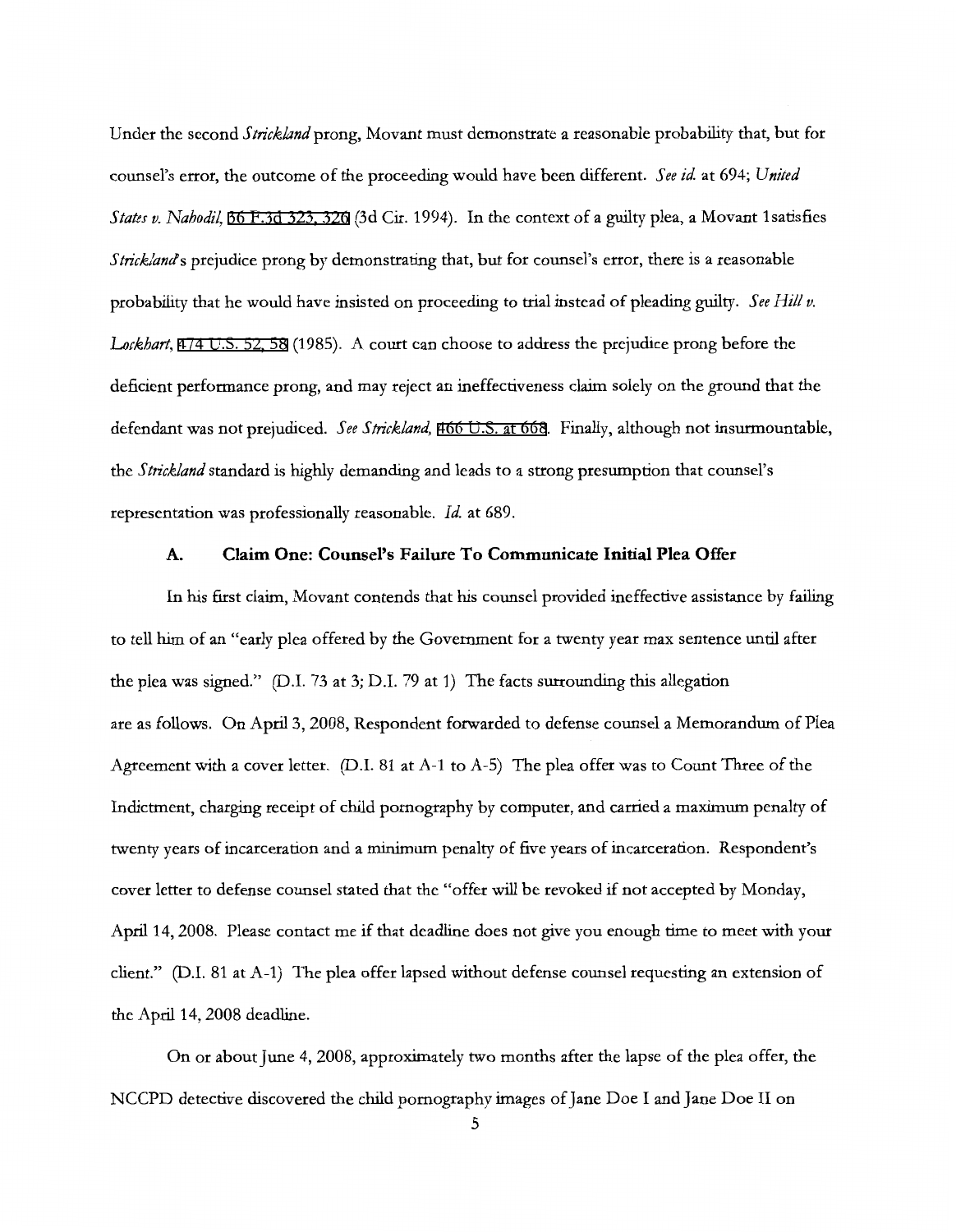Under the second *Strickland* prong, Movant must demonstrate a reasonable probability that, but for counsel's error, the outcome of the proceeding would have been different. *See id.* at 694; *United States v. Nahodil*, 36 F.3d 323, 326 (3d Cir. 1994). In the context of a guilty plea, a Movant 1satisfies *Strickland*'s prejudice prong by demonstrating that, but for counsel's error, there is a reasonable probability that he would have insisted on proceeding to trial instead of pleading guilty. *See Hill v. Lockhart*, 474 U.S. 52, 58 (1985). A court can choose to address the prejudice prong before the deficient performance prong, and may reject an ineffectiveness claim solely on the ground that the defendant was not prejudiced. *See Strickland*, 466 U.S. at 668. Finally, although not insurmountable, the *Strickland* standard is highly demanding and leads to a strong presumption that counsel's representation was professionally reasonable. *Id.* at 689.

### A. Claim One: Counsel's Failure To Communicate Initial Plea Offer

In his first claim, Movant contends that his counsel provided ineffective assistance by failing to tell him of an "early plea offered by the Government for a twenty year max sentence until after the plea was signed." (D.I. 73 at 3; D.I. 79 at 1) The facts surrounding this allegation are as follows. On April 3, 2008, Respondent forwarded to defense counsel a Memorandum of Plea Agreement with a cover letter. (D.I. 81 at A-1 to A-5) The plea offer was to Count Three of the Indictment, charging receipt of child pornography by computer, and carried a maximum penalty of twenty years of incarceration and a minimum penalty of five years of incarceration. Respondent's cover letter to defense counsel stated that the "offer will be revoked if not accepted by Monday, April 14, 2008. Please contact me if that deadline does not give you enough time to meet with your client." (D.I. 81 at A-1) The plea offer lapsed without defense counsel requesting an extension of the April 14, 2008 deadline.

On or about June 4, 2008, approximately two months after the lapse of the plea offer, the NCCPD detective discovered the child pornography images of Jane Doe I and Jane Doe II on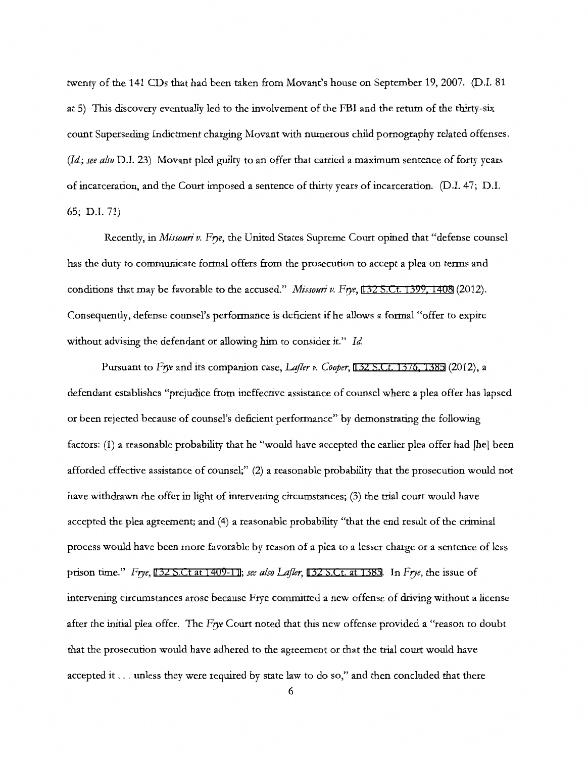twenty of the 141 CDs that had been taken from Movant's house on September 19, 2007. (D.I. 81 at 5) This discovery eventually led to the involvement of the FBI and the return of the thirty-six count Superseding Indictment charging Movant with numerous child pornography related offenses. (*Id.*; *see also* D.I. 23) Movant pled guilty to an offer that carried a maximum sentence of forty years of incarceration, and the Court imposed a sentence of thirty years of incarceration. (D.I. 47; D.I. 65; D.I. 71)

Recently, in *Missouri v. Frye*, the United States Supreme Court opined that "defense counsel has the duty to communicate formal offers from the prosecution to accept a plea on terms and conditions that may be favorable to the accused." *Missouri v. Frye*, 132 S.Ct. 1399, 1408 (2012). Consequently, defense counsel's performance is deficient if he allows a formal "offer to expire without advising the defendant or allowing him to consider it." *Id.*

Pursuant to *Frye* and its companion case, *Lafler v. Cooper*, 132 S.Ct. 1376, 1385 (2012), a defendant establishes "prejudice from ineffective assistance of counsel where a plea offer has lapsed or been rejected because of counsel's deficient performance" by demonstrating the following factors: (1) a reasonable probability that he "would have accepted the earlier plea offer had [he] been afforded effective assistance of counsel;" (2) a reasonable probability that the prosecution would not have withdrawn the offer in light of intervening circumstances; (3) the trial court would have accepted the plea agreement; and (4) a reasonable probability "that the end result of the criminal process would have been more favorable by reason of a plea to a lesser charge or a sentence of less prison time." *Frye*, 132 S.Ct at 1409-11; *see also Lafler*, 132 S.Ct. at 1385. In *Frye*, the issue of intervening circumstances arose because Frye committed a new offense of driving without a license after the initial plea offer. The *Frye* Court noted that this new offense provided a "reason to doubt that the prosecution would have adhered to the agreement or that the trial court would have accepted it . . . unless they were required by state law to do so," and then concluded that there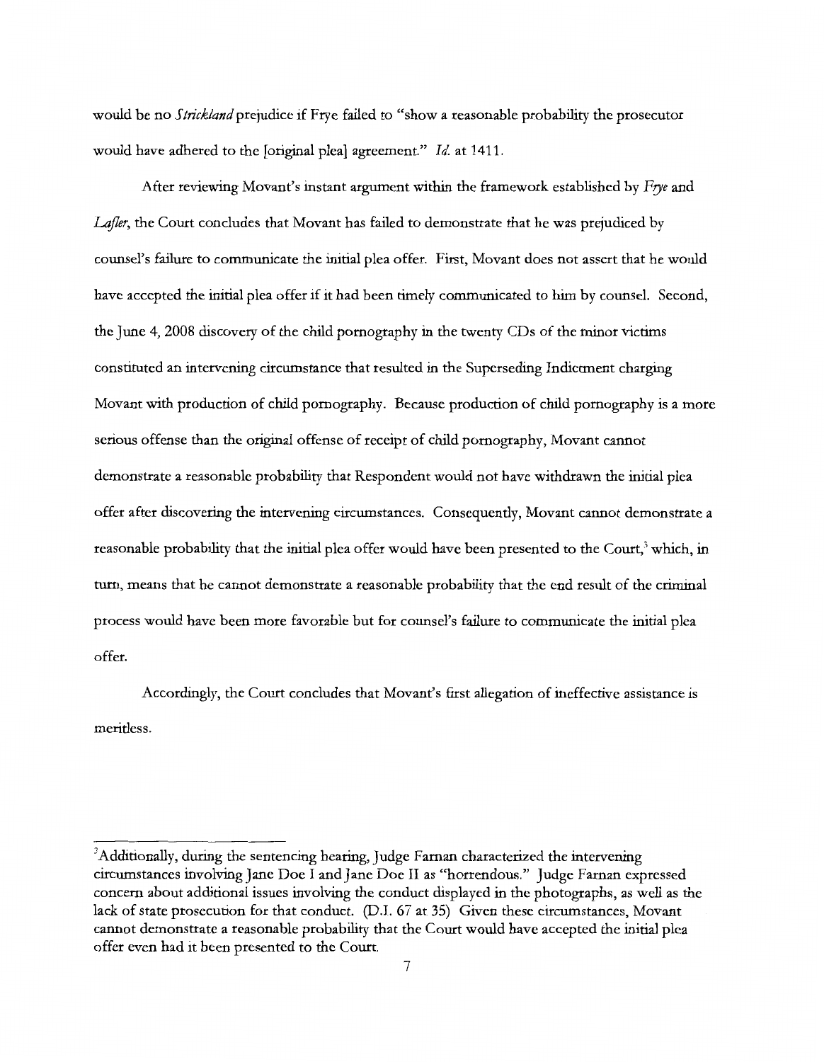would be no *Strickland* prejudice if Frye failed to "show a reasonable probability the prosecutor would have adhered to the [original plea] agreement." *Id.* at 1411.

After reviewing Movant's instant argument within the framework established by *Frye* and *Lafler*, the Court concludes that Movant has failed to demonstrate that he was prejudiced by counsel's failure to communicate the initial plea offer. First, Movant does not assert that he would have accepted the initial plea offer if it had been timely communicated to him by counsel. Second, the June 4, 2008 discovery of the child pornography in the twenty CDs of the minor victims constituted an intervening circumstance that resulted in the Superseding Indictment charging Movant with production of child pornography. Because production of child pornography is a more serious offense than the original offense of receipt of child pornography, Movant cannot demonstrate a reasonable probability that Respondent would not have withdrawn the initial plea offer after discovering the intervening circumstances. Consequently, Movant cannot demonstrate a reasonable probability that the initial plea offer would have been presented to the Court,[3] which, in turn, means that he cannot demonstrate a reasonable probability that the end result of the criminal process would have been more favorable but for counsel's failure to communicate the initial plea offer.

Accordingly, the Court concludes that Movant's first allegation of ineffective assistance is meritless.

---

[3]Additionally, during the sentencing hearing, Judge Farnan characterized the intervening circumstances involving Jane Doe I and Jane Doe II as "horrendous." Judge Farnan expressed concern about additional issues involving the conduct displayed in the photographs, as well as the lack of state prosecution for that conduct. (D.I. 67 at 35) Given these circumstances, Movant cannot demonstrate a reasonable probability that the Court would have accepted the initial plea offer even had it been presented to the Court.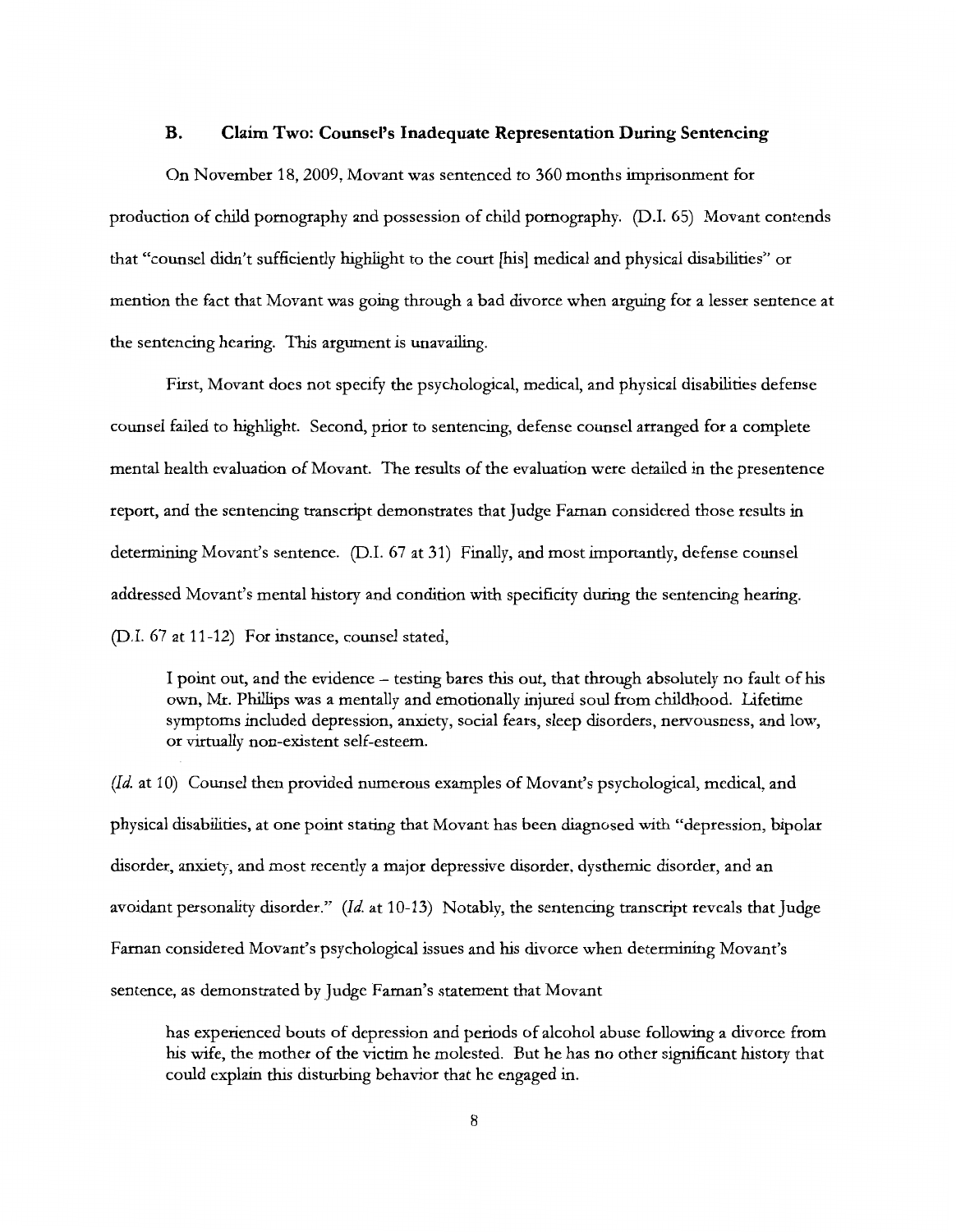### B. Claim Two: Counsel's Inadequate Representation During Sentencing

On November 18, 2009, Movant was sentenced to 360 months imprisonment for production of child pornography and possession of child pornography. (D.I. 65) Movant contends that "counsel didn't sufficiently highlight to the court [his] medical and physical disabilities" or mention the fact that Movant was going through a bad divorce when arguing for a lesser sentence at the sentencing hearing. This argument is unavailing.

First, Movant does not specify the psychological, medical, and physical disabilities defense counsel failed to highlight. Second, prior to sentencing, defense counsel arranged for a complete mental health evaluation of Movant. The results of the evaluation were detailed in the presentence report, and the sentencing transcript demonstrates that Judge Farnan considered those results in determining Movant's sentence. (D.I. 67 at 31) Finally, and most importantly, defense counsel addressed Movant's mental history and condition with specificity during the sentencing hearing. (D.I. 67 at 11-12) For instance, counsel stated,

> I point out, and the evidence – testing bares this out, that through absolutely no fault of his own, Mr. Phillips was a mentally and emotionally injured soul from childhood. Lifetime symptoms included depression, anxiety, social fears, sleep disorders, nervousness, and low, or virtually non-existent self-esteem.

(*Id.* at 10) Counsel then provided numerous examples of Movant's psychological, medical, and physical disabilities, at one point stating that Movant has been diagnosed with "depression, bipolar disorder, anxiety, and most recently a major depressive disorder, dysthemic disorder, and an avoidant personality disorder." (*Id.* at 10-13) Notably, the sentencing transcript reveals that Judge Farnan considered Movant's psychological issues and his divorce when determining Movant's sentence, as demonstrated by Judge Farnan's statement that Movant

> has experienced bouts of depression and periods of alcohol abuse following a divorce from his wife, the mother of the victim he molested. But he has no other significant history that could explain this disturbing behavior that he engaged in.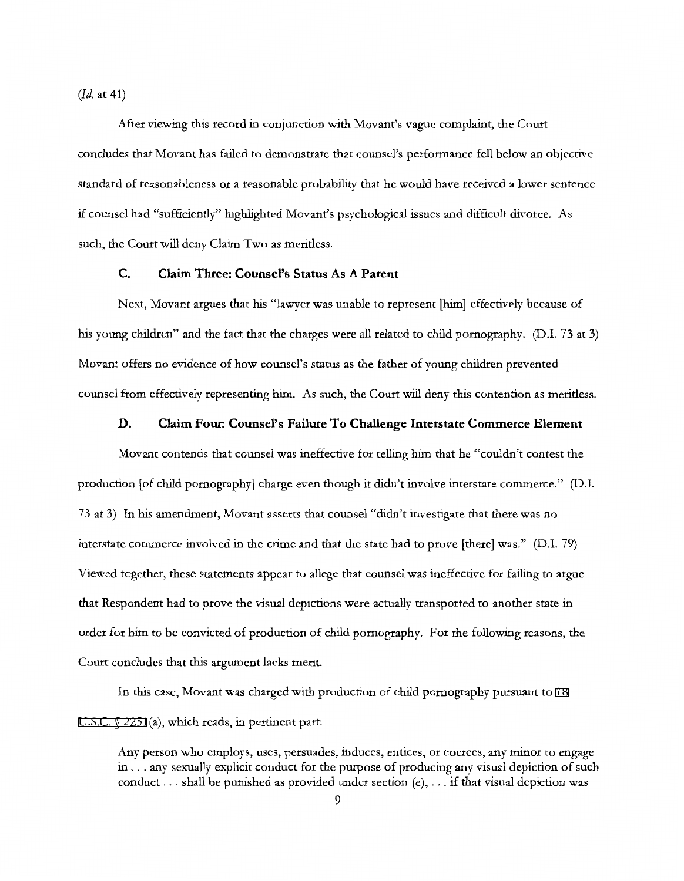(*Id.* at 41)

After viewing this record in conjunction with Movant's vague complaint, the Court concludes that Movant has failed to demonstrate that counsel's performance fell below an objective standard of reasonableness or a reasonable probability that he would have received a lower sentence if counsel had "sufficiently" highlighted Movant's psychological issues and difficult divorce. As such, the Court will deny Claim Two as meritless.

### C. Claim Three: Counsel's Status As A Parent

Next, Movant argues that his "lawyer was unable to represent [him] effectively because of his young children" and the fact that the charges were all related to child pornography. (D.I. 73 at 3) Movant offers no evidence of how counsel's status as the father of young children prevented counsel from effectively representing him. As such, the Court will deny this contention as meritless.

### D. Claim Four: Counsel's Failure To Challenge Interstate Commerce Element

Movant contends that counsel was ineffective for telling him that he "couldn't contest the production [of child pornography] charge even though it didn't involve interstate commerce." (D.I. 73 at 3) In his amendment, Movant asserts that counsel "didn't investigate that there was no interstate commerce involved in the crime and that the state had to prove [there] was." (D.I. 79) Viewed together, these statements appear to allege that counsel was ineffective for failing to argue that Respondent had to prove the visual depictions were actually transported to another state in order for him to be convicted of production of child pornography. For the following reasons, the Court concludes that this argument lacks merit.

In this case, Movant was charged with production of child pornography pursuant to 18 U.S.C. § 2251(a), which reads, in pertinent part:

> Any person who employs, uses, persuades, induces, entices, or coerces, any minor to engage in . . . any sexually explicit conduct for the purpose of producing any visual depiction of such conduct . . . shall be punished as provided under section (e), . . . if that visual depiction was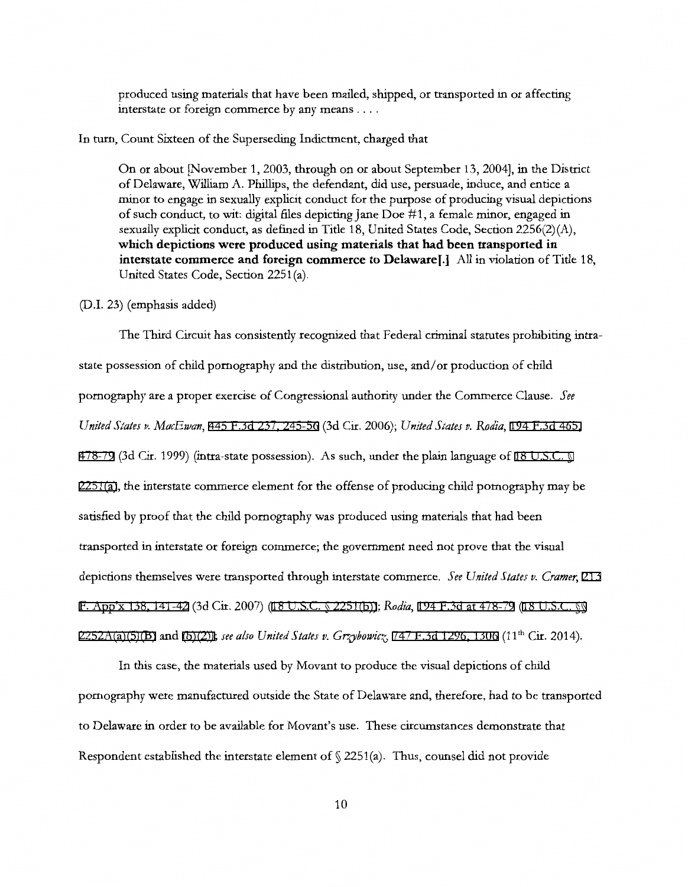> produced using materials that have been mailed, shipped, or transported in or affecting interstate or foreign commerce by any means . . . .

In turn, Count Sixteen of the Superseding Indictment, charged that

> On or about [November 1, 2003, through on or about September 13, 2004], in the District of Delaware, William A. Phillips, the defendant, did use, persuade, induce, and entice a minor to engage in sexually explicit conduct for the purpose of producing visual depictions of such conduct, to wit: digital files depicting Jane Doe #1, a female minor, engaged in sexually explicit conduct, as defined in Title 18, United States Code, Section 2256(2)(A), **which depictions were produced using materials that had been transported in interstate commerce and foreign commerce to Delaware[.]** All in violation of Title 18, United States Code, Section 2251(a).

(D.I. 23) (emphasis added)

The Third Circuit has consistently recognized that Federal criminal statutes prohibiting intra-state possession of child pornography and the distribution, use, and/or production of child pornography are a proper exercise of Congressional authority under the Commerce Clause. *See United States v. MacEwan*, 445 F.3d 237, 245-50 (3d Cir. 2006); *United States v. Rodia*, 194 F.3d 465, 478-79 (3d Cir. 1999) (intra-state possession). As such, under the plain language of 18 U.S.C. § 2251(a), the interstate commerce element for the offense of producing child pornography may be satisfied by proof that the child pornography was produced using materials that had been transported in interstate or foreign commerce; the government need not prove that the visual depictions themselves were transported through interstate commerce. *See United States v. Cramer*, 213 F. App'x 138, 141-42 (3d Cir. 2007) (18 U.S.C. § 2251(b)); *Rodia*, 194 F.3d at 478-79 (18 U.S.C. §§ 2252A(a)(5)(B) and (b)(2)); *see also United States v. Grzybowicz*, 747 F.3d 1296, 1306 (11th Cir. 2014).

In this case, the materials used by Movant to produce the visual depictions of child pornography were manufactured outside the State of Delaware and, therefore, had to be transported to Delaware in order to be available for Movant's use. These circumstances demonstrate that Respondent established the interstate element of § 2251(a). Thus, counsel did not provide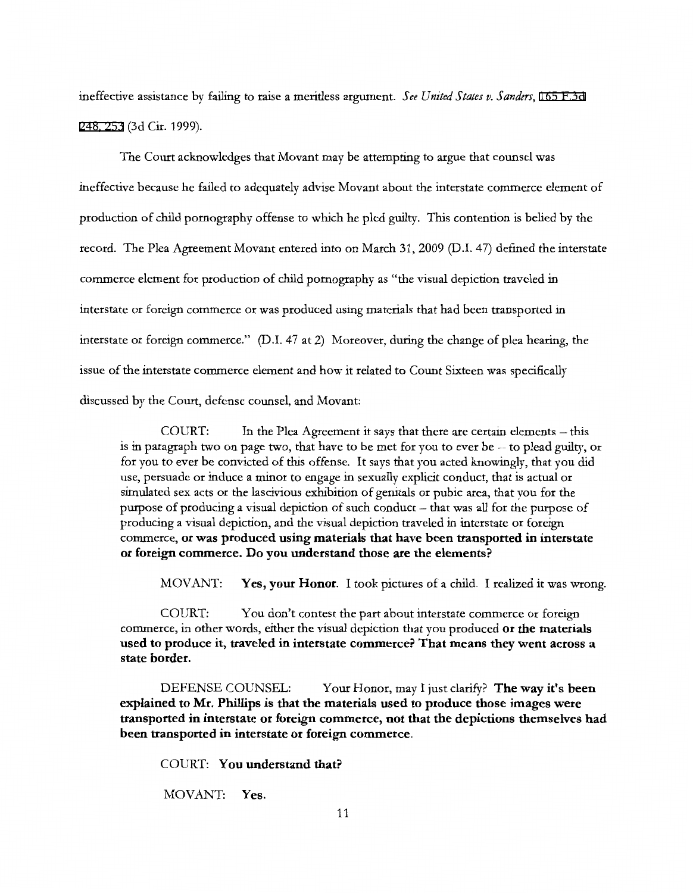ineffective assistance by failing to raise a meritless argument. *See United States v. Sanders*, 165 F.3d 248, 253 (3d Cir. 1999).

The Court acknowledges that Movant may be attempting to argue that counsel was ineffective because he failed to adequately advise Movant about the interstate commerce element of production of child pornography offense to which he pled guilty. This contention is belied by the record. The Plea Agreement Movant entered into on March 31, 2009 (D.I. 47) defined the interstate commerce element for production of child pornography as "the visual depiction traveled in interstate or foreign commerce or was produced using materials that had been transported in interstate or foreign commerce." (D.I. 47 at 2) Moreover, during the change of plea hearing, the issue of the interstate commerce element and how it related to Count Sixteen was specifically discussed by the Court, defense counsel, and Movant:

> COURT: In the Plea Agreement it says that there are certain elements – this is in paragraph two on page two, that have to be met for you to ever be -- to plead guilty, or for you to ever be convicted of this offense. It says that you acted knowingly, that you did use, persuade or induce a minor to engage in sexually explicit conduct, that is actual or simulated sex acts or the lascivious exhibition of genitals or pubic area, that you for the purpose of producing a visual depiction of such conduct – that was all for the purpose of producing a visual depiction, and the visual depiction traveled in interstate or foreign commerce, **or was produced using materials that have been transported in interstate or foreign commerce. Do you understand those are the elements?**
>
> MOVANT: **Yes, your Honor.** I took pictures of a child. I realized it was wrong.
>
> COURT: You don't contest the part about interstate commerce or foreign commerce, in other words, either the visual depiction that you produced **or the materials used to produce it, traveled in interstate commerce? That means they went across a state border.**
>
> DEFENSE COUNSEL: Your Honor, may I just clarify? **The way it's been explained to Mr. Phillips is that the materials used to produce those images were transported in interstate or foreign commerce, not that the depictions themselves had been transported in interstate or foreign commerce.**
>
> COURT: **You understand that?**
>
> MOVANT: **Yes.**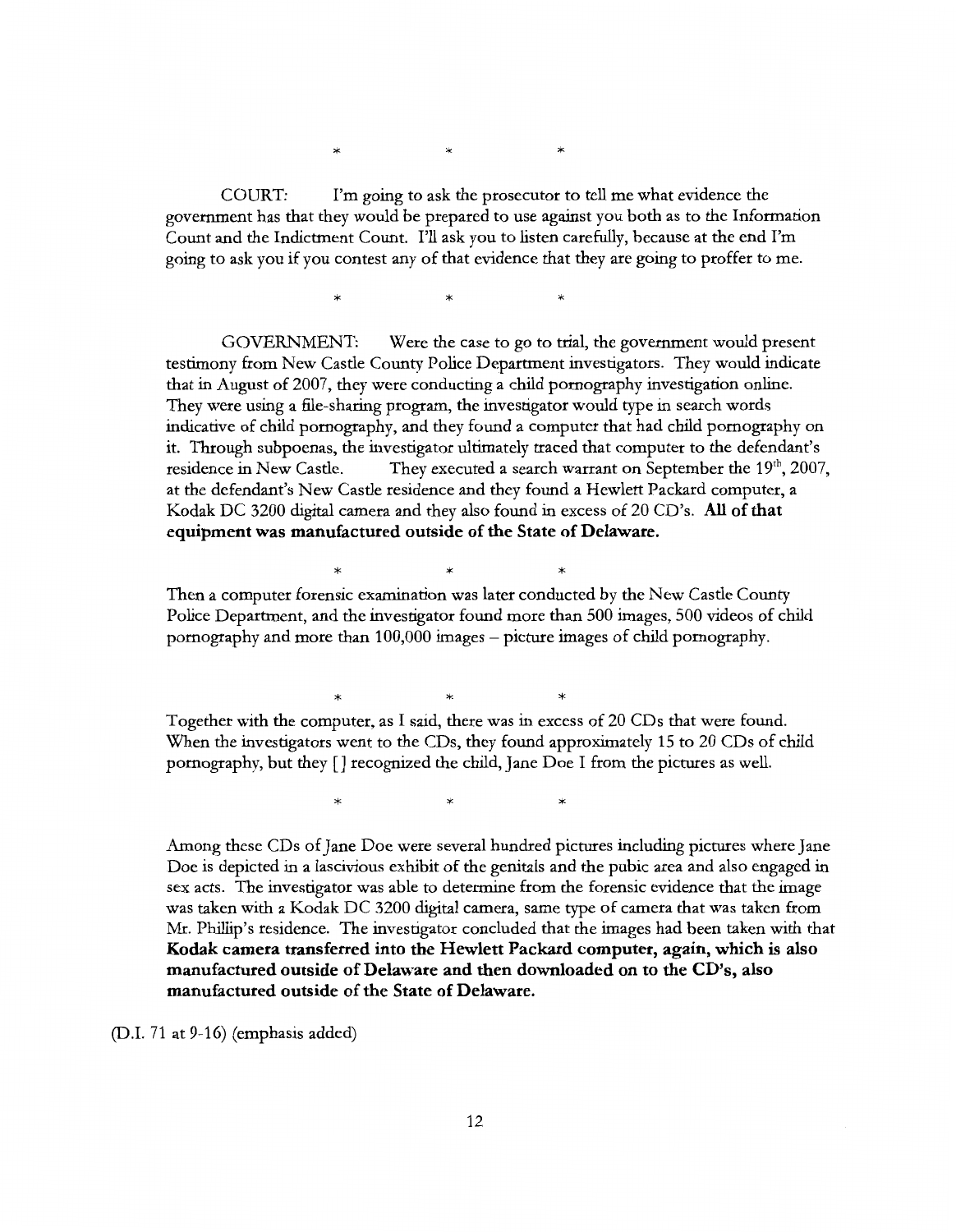\*          \*          \*

COURT: I'm going to ask the prosecutor to tell me what evidence the government has that they would be prepared to use against you both as to the Information Count and the Indictment Count. I'll ask you to listen carefully, because at the end I'm going to ask you if you contest any of that evidence that they are going to proffer to me.

\*          \*          \*

GOVERNMENT: Were the case to go to trial, the government would present testimony from New Castle County Police Department investigators. They would indicate that in August of 2007, they were conducting a child pornography investigation online. They were using a file-sharing program, the investigator would type in search words indicative of child pornography, and they found a computer that had child pornography on it. Through subpoenas, the investigator ultimately traced that computer to the defendant's residence in New Castle. They executed a search warrant on September the 19th, 2007, at the defendant's New Castle residence and they found a Hewlett Packard computer, a Kodak DC 3200 digital camera and they also found in excess of 20 CD's. **All of that equipment was manufactured outside of the State of Delaware.**

\*          \*          \*

Then a computer forensic examination was later conducted by the New Castle County Police Department, and the investigator found more than 500 images, 500 videos of child pornography and more than 100,000 images – picture images of child pornography.

\*          \*          \*

Together with the computer, as I said, there was in excess of 20 CDs that were found. When the investigators went to the CDs, they found approximately 15 to 20 CDs of child pornography, but they [ ] recognized the child, Jane Doe I from the pictures as well.

\*          \*          \*

Among these CDs of Jane Doe were several hundred pictures including pictures where Jane Doe is depicted in a lascivious exhibit of the genitals and the pubic area and also engaged in sex acts. The investigator was able to determine from the forensic evidence that the image was taken with a Kodak DC 3200 digital camera, same type of camera that was taken from Mr. Phillip's residence. The investigator concluded that the images had been taken with that **Kodak camera transferred into the Hewlett Packard computer, again, which is also manufactured outside of Delaware and then downloaded on to the CD's, also manufactured outside of the State of Delaware.**

(D.I. 71 at 9-16) (emphasis added)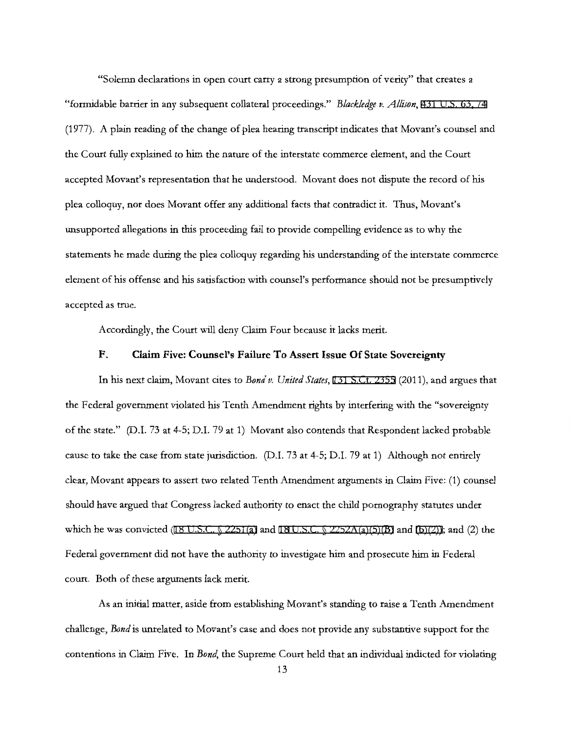"Solemn declarations in open court carry a strong presumption of verity" that creates a "formidable barrier in any subsequent collateral proceedings." *Blackledge v. Allison*, 431 U.S. 63, 74 (1977). A plain reading of the change of plea hearing transcript indicates that Movant's counsel and the Court fully explained to him the nature of the interstate commerce element, and the Court accepted Movant's representation that he understood. Movant does not dispute the record of his plea colloquy, nor does Movant offer any additional facts that contradict it. Thus, Movant's unsupported allegations in this proceeding fail to provide compelling evidence as to why the statements he made during the plea colloquy regarding his understanding of the interstate commerce element of his offense and his satisfaction with counsel's performance should not be presumptively accepted as true.

Accordingly, the Court will deny Claim Four because it lacks merit.

### F. Claim Five: Counsel's Failure To Assert Issue Of State Sovereignty

In his next claim, Movant cites to *Bond v. United States*, 131 S.Ct. 2355 (2011), and argues that the Federal government violated his Tenth Amendment rights by interfering with the "sovereignty of the state." (D.I. 73 at 4-5; D.I. 79 at 1) Movant also contends that Respondent lacked probable cause to take the case from state jurisdiction. (D.I. 73 at 4-5; D.I. 79 at 1) Although not entirely clear, Movant appears to assert two related Tenth Amendment arguments in Claim Five: (1) counsel should have argued that Congress lacked authority to enact the child pornography statutes under which he was convicted (18 U.S.C. § 2251(a) and 18 U.S.C. § 2252A(a)(5)(B) and (b)(2)); and (2) the Federal government did not have the authority to investigate him and prosecute him in Federal court. Both of these arguments lack merit.

As an initial matter, aside from establishing Movant's standing to raise a Tenth Amendment challenge, *Bond* is unrelated to Movant's case and does not provide any substantive support for the contentions in Claim Five. In *Bond*, the Supreme Court held that an individual indicted for violating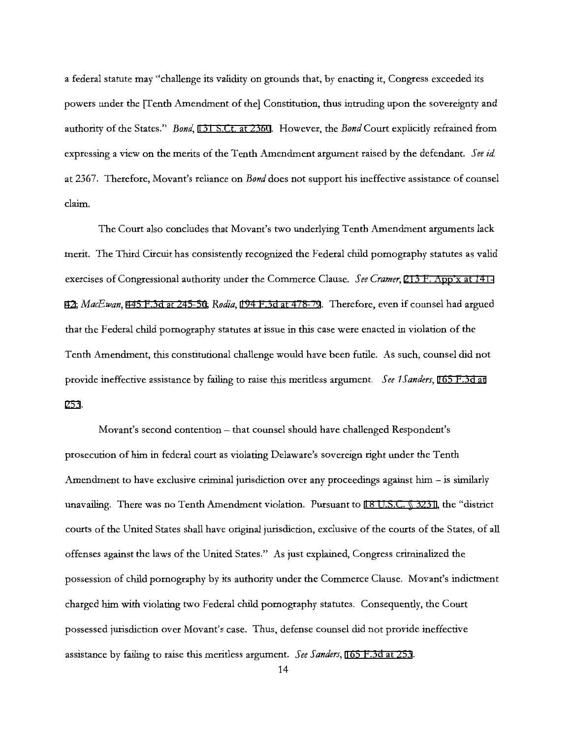a federal statute may "challenge its validity on grounds that, by enacting it, Congress exceeded its powers under the [Tenth Amendment of the] Constitution, thus intruding upon the sovereignty and authority of the States." *Bond*, 131 S.Ct. at 2360. However, the *Bond* Court explicitly refrained from expressing a view on the merits of the Tenth Amendment argument raised by the defendant. *See id.* at 2367. Therefore, Movant's reliance on *Bond* does not support his ineffective assistance of counsel claim.

The Court also concludes that Movant's two underlying Tenth Amendment arguments lack merit. The Third Circuit has consistently recognized the Federal child pornography statutes as valid exercises of Congressional authority under the Commerce Clause. *See Cramer*, 213 F. App'x at 141-42; *MacEwan*, 445 F.3d at 245-50; *Rodia*, 194 F.3d at 478-79. Therefore, even if counsel had argued that the Federal child pornography statutes at issue in this case were enacted in violation of the Tenth Amendment, this constitutional challenge would have been futile. As such, counsel did not provide ineffective assistance by failing to raise this meritless argument. *See 1Sanders*, 165 F.3d at 253.

Movant's second contention – that counsel should have challenged Respondent's prosecution of him in federal court as violating Delaware's sovereign right under the Tenth Amendment to have exclusive criminal jurisdiction over any proceedings against him – is similarly unavailing. There was no Tenth Amendment violation. Pursuant to 18 U.S.C. § 3231, the "district courts of the United States shall have original jurisdiction, exclusive of the courts of the States, of all offenses against the laws of the United States." As just explained, Congress criminalized the possession of child pornography by its authority under the Commerce Clause. Movant's indictment charged him with violating two Federal child pornography statutes. Consequently, the Court possessed jurisdiction over Movant's case. Thus, defense counsel did not provide ineffective assistance by failing to raise this meritless argument. *See Sanders*, 165 F.3d at 253.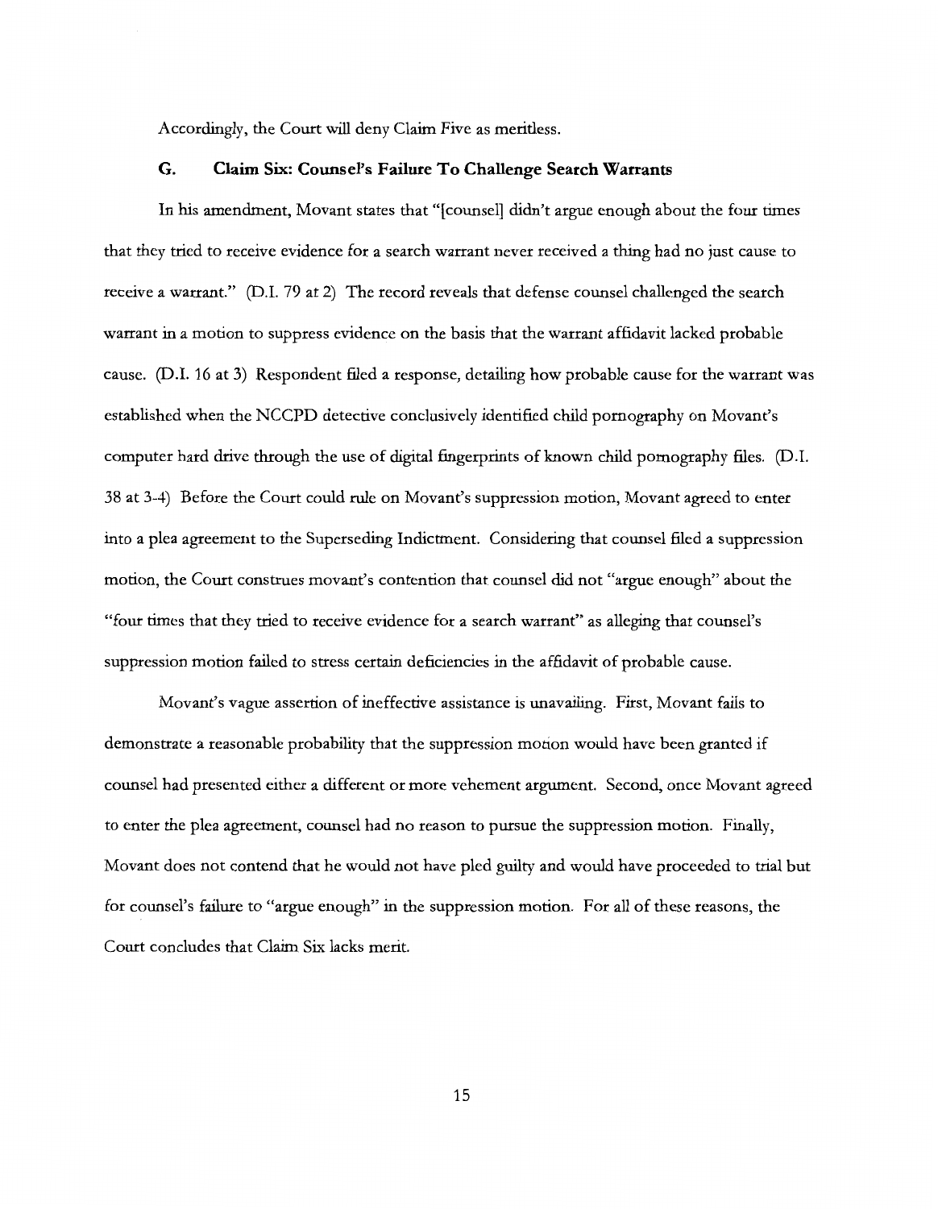Accordingly, the Court will deny Claim Five as meritless.

### G. Claim Six: Counsel's Failure To Challenge Search Warrants

In his amendment, Movant states that "[counsel] didn't argue enough about the four times that they tried to receive evidence for a search warrant never received a thing had no just cause to receive a warrant." (D.I. 79 at 2) The record reveals that defense counsel challenged the search warrant in a motion to suppress evidence on the basis that the warrant affidavit lacked probable cause. (D.I. 16 at 3) Respondent filed a response, detailing how probable cause for the warrant was established when the NCCPD detective conclusively identified child pornography on Movant's computer hard drive through the use of digital fingerprints of known child pornography files. (D.I. 38 at 3-4) Before the Court could rule on Movant's suppression motion, Movant agreed to enter into a plea agreement to the Superseding Indictment. Considering that counsel filed a suppression motion, the Court construes movant's contention that counsel did not "argue enough" about the "four times that they tried to receive evidence for a search warrant" as alleging that counsel's suppression motion failed to stress certain deficiencies in the affidavit of probable cause.

Movant's vague assertion of ineffective assistance is unavailing. First, Movant fails to demonstrate a reasonable probability that the suppression motion would have been granted if counsel had presented either a different or more vehement argument. Second, once Movant agreed to enter the plea agreement, counsel had no reason to pursue the suppression motion. Finally, Movant does not contend that he would not have pled guilty and would have proceeded to trial but for counsel's failure to "argue enough" in the suppression motion. For all of these reasons, the Court concludes that Claim Six lacks merit.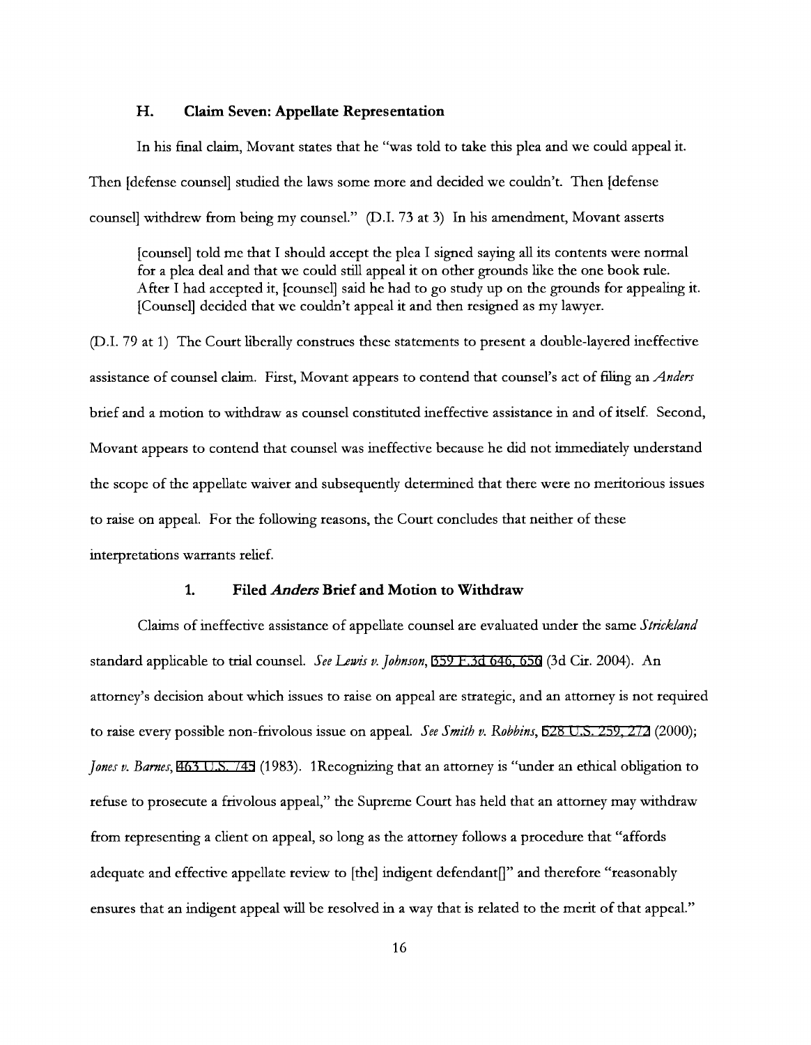### H. Claim Seven: Appellate Representation

In his final claim, Movant states that he "was told to take this plea and we could appeal it. Then [defense counsel] studied the laws some more and decided we couldn't. Then [defense counsel] withdrew from being my counsel." (D.I. 73 at 3) In his amendment, Movant asserts

> [counsel] told me that I should accept the plea I signed saying all its contents were normal for a plea deal and that we could still appeal it on other grounds like the one book rule. After I had accepted it, [counsel] said he had to go study up on the grounds for appealing it. [Counsel] decided that we couldn't appeal it and then resigned as my lawyer.

(D.I. 79 at 1) The Court liberally construes these statements to present a double-layered ineffective assistance of counsel claim. First, Movant appears to contend that counsel's act of filing an *Anders* brief and a motion to withdraw as counsel constituted ineffective assistance in and of itself. Second, Movant appears to contend that counsel was ineffective because he did not immediately understand the scope of the appellate waiver and subsequently determined that there were no meritorious issues to raise on appeal. For the following reasons, the Court concludes that neither of these interpretations warrants relief.

#### 1. Filed *Anders* Brief and Motion to Withdraw

Claims of ineffective assistance of appellate counsel are evaluated under the same *Strickland* standard applicable to trial counsel. *See Lewis v. Johnson*, 359 F.3d 646, 656 (3d Cir. 2004). An attorney's decision about which issues to raise on appeal are strategic, and an attorney is not required to raise every possible non-frivolous issue on appeal. *See Smith v. Robbins*, 528 U.S. 259, 272 (2000); *Jones v. Barnes*, 463 U.S. 745 (1983). 1Recognizing that an attorney is "under an ethical obligation to refuse to prosecute a frivolous appeal," the Supreme Court has held that an attorney may withdraw from representing a client on appeal, so long as the attorney follows a procedure that "affords adequate and effective appellate review to [the] indigent defendant[]" and therefore "reasonably ensures that an indigent appeal will be resolved in a way that is related to the merit of that appeal."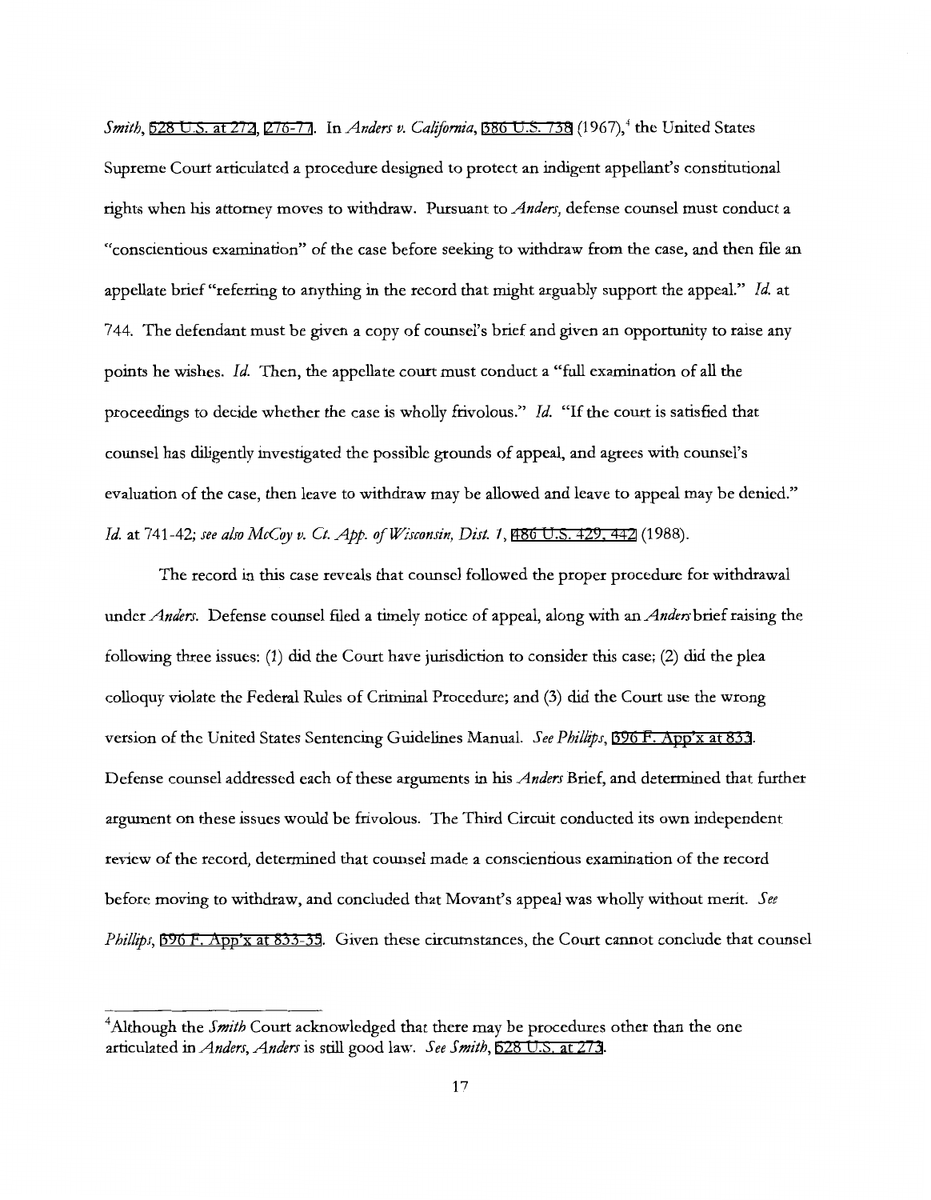*Smith*, 528 U.S. at 272, 276-77. In *Anders v. California*, 386 U.S. 738 (1967),[4] the United States Supreme Court articulated a procedure designed to protect an indigent appellant's constitutional rights when his attorney moves to withdraw. Pursuant to *Anders*, defense counsel must conduct a "conscientious examination" of the case before seeking to withdraw from the case, and then file an appellate brief "referring to anything in the record that might arguably support the appeal." *Id.* at 744. The defendant must be given a copy of counsel's brief and given an opportunity to raise any points he wishes. *Id.* Then, the appellate court must conduct a "full examination of all the proceedings to decide whether the case is wholly frivolous." *Id.* "If the court is satisfied that counsel has diligently investigated the possible grounds of appeal, and agrees with counsel's evaluation of the case, then leave to withdraw may be allowed and leave to appeal may be denied." *Id.* at 741-42; *see also McCoy v. Ct. App. of Wisconsin, Dist. 1*, 486 U.S. 429, 442 (1988).

The record in this case reveals that counsel followed the proper procedure for withdrawal under *Anders*. Defense counsel filed a timely notice of appeal, along with an *Anders* brief raising the following three issues: (1) did the Court have jurisdiction to consider this case; (2) did the plea colloquy violate the Federal Rules of Criminal Procedure; and (3) did the Court use the wrong version of the United States Sentencing Guidelines Manual. *See Phillips*, 596 F. App'x at 833. Defense counsel addressed each of these arguments in his *Anders* Brief, and determined that further argument on these issues would be frivolous. The Third Circuit conducted its own independent review of the record, determined that counsel made a conscientious examination of the record before moving to withdraw, and concluded that Movant's appeal was wholly without merit. *See Phillips*, 596 F. App'x at 833-35. Given these circumstances, the Court cannot conclude that counsel

---

[4] Although the *Smith* Court acknowledged that there may be procedures other than the one articulated in *Anders*, *Anders* is still good law. *See Smith*, 528 U.S. at 273.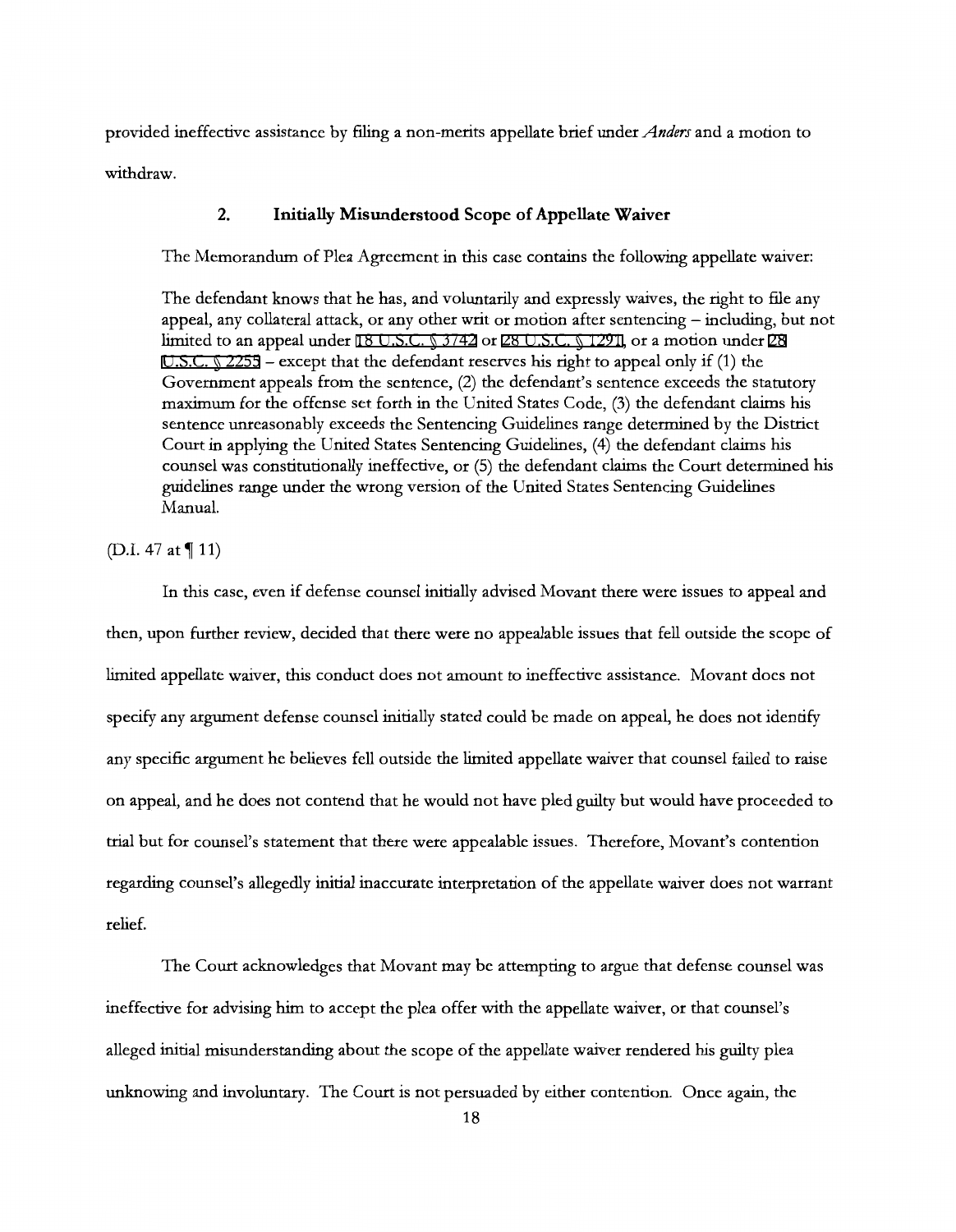provided ineffective assistance by filing a non-merits appellate brief under *Anders* and a motion to withdraw.

### 2. Initially Misunderstood Scope of Appellate Waiver

The Memorandum of Plea Agreement in this case contains the following appellate waiver:

> The defendant knows that he has, and voluntarily and expressly waives, the right to file any appeal, any collateral attack, or any other writ or motion after sentencing – including, but not limited to an appeal under 18 U.S.C. § 3742 or 28 U.S.C. § 1291, or a motion under 28 U.S.C. § 2255 – except that the defendant reserves his right to appeal only if (1) the Government appeals from the sentence, (2) the defendant's sentence exceeds the statutory maximum for the offense set forth in the United States Code, (3) the defendant claims his sentence unreasonably exceeds the Sentencing Guidelines range determined by the District Court in applying the United States Sentencing Guidelines, (4) the defendant claims his counsel was constitutionally ineffective, or (5) the defendant claims the Court determined his guidelines range under the wrong version of the United States Sentencing Guidelines Manual.

(D.I. 47 at ¶ 11)

In this case, even if defense counsel initially advised Movant there were issues to appeal and then, upon further review, decided that there were no appealable issues that fell outside the scope of limited appellate waiver, this conduct does not amount to ineffective assistance. Movant does not specify any argument defense counsel initially stated could be made on appeal, he does not identify any specific argument he believes fell outside the limited appellate waiver that counsel failed to raise on appeal, and he does not contend that he would not have pled guilty but would have proceeded to trial but for counsel's statement that there were appealable issues. Therefore, Movant's contention regarding counsel's allegedly initial inaccurate interpretation of the appellate waiver does not warrant relief.

The Court acknowledges that Movant may be attempting to argue that defense counsel was ineffective for advising him to accept the plea offer with the appellate waiver, or that counsel's alleged initial misunderstanding about the scope of the appellate waiver rendered his guilty plea unknowing and involuntary. The Court is not persuaded by either contention. Once again, the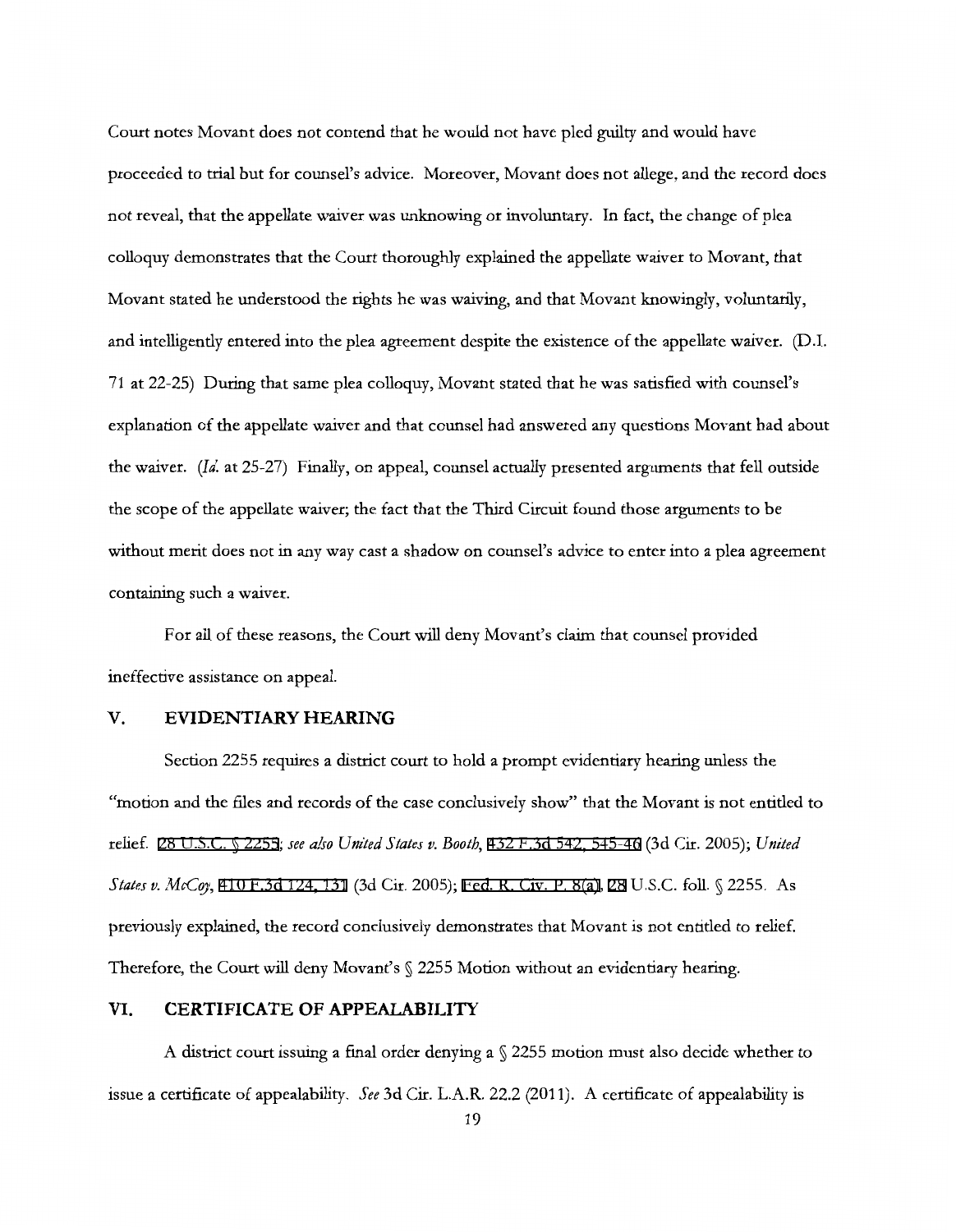Court notes Movant does not contend that he would not have pled guilty and would have proceeded to trial but for counsel's advice. Moreover, Movant does not allege, and the record does not reveal, that the appellate waiver was unknowing or involuntary. In fact, the change of plea colloquy demonstrates that the Court thoroughly explained the appellate waiver to Movant, that Movant stated he understood the rights he was waiving, and that Movant knowingly, voluntarily, and intelligently entered into the plea agreement despite the existence of the appellate waiver. (D.I. 71 at 22-25) During that same plea colloquy, Movant stated that he was satisfied with counsel's explanation of the appellate waiver and that counsel had answered any questions Movant had about the waiver. (*Id.* at 25-27) Finally, on appeal, counsel actually presented arguments that fell outside the scope of the appellate waiver; the fact that the Third Circuit found those arguments to be without merit does not in any way cast a shadow on counsel's advice to enter into a plea agreement containing such a waiver.

For all of these reasons, the Court will deny Movant's claim that counsel provided ineffective assistance on appeal.

## V. EVIDENTIARY HEARING

Section 2255 requires a district court to hold a prompt evidentiary hearing unless the "motion and the files and records of the case conclusively show" that the Movant is not entitled to relief. 28 U.S.C. § 2255; *see also United States v. Booth*, 432 F.3d 542, 545-46 (3d Cir. 2005); *United States v. McCoy*, 410 F.3d 124, 131 (3d Cir. 2005); Fed. R. Civ. P. 8(a), 28 U.S.C. foll. § 2255. As previously explained, the record conclusively demonstrates that Movant is not entitled to relief. Therefore, the Court will deny Movant's § 2255 Motion without an evidentiary hearing.

## VI. CERTIFICATE OF APPEALABILITY

A district court issuing a final order denying a § 2255 motion must also decide whether to issue a certificate of appealability. *See* 3d Cir. L.A.R. 22.2 (2011). A certificate of appealability is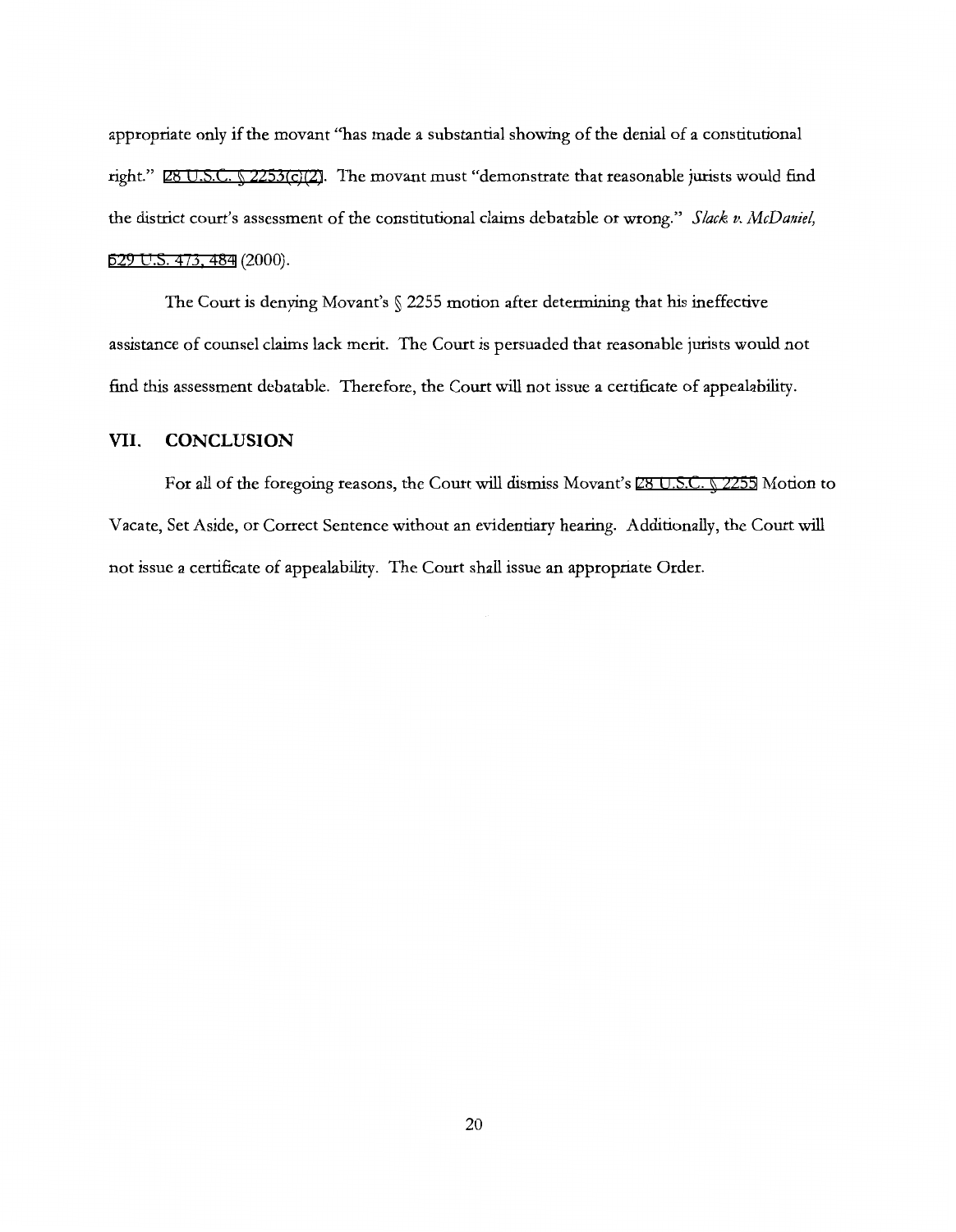appropriate only if the movant "has made a substantial showing of the denial of a constitutional right." 28 U.S.C. § 2253(c)(2). The movant must "demonstrate that reasonable jurists would find the district court's assessment of the constitutional claims debatable or wrong." *Slack v. McDaniel*, 529 U.S. 473, 484 (2000).

The Court is denying Movant's § 2255 motion after determining that his ineffective assistance of counsel claims lack merit. The Court is persuaded that reasonable jurists would not find this assessment debatable. Therefore, the Court will not issue a certificate of appealability.

## VII. CONCLUSION

For all of the foregoing reasons, the Court will dismiss Movant's 28 U.S.C. § 2255 Motion to Vacate, Set Aside, or Correct Sentence without an evidentiary hearing. Additionally, the Court will not issue a certificate of appealability. The Court shall issue an appropriate Order.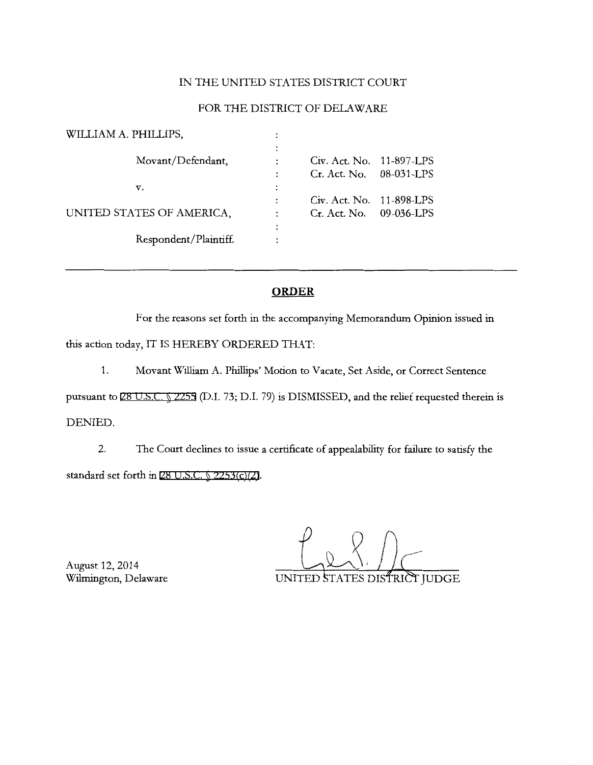IN THE UNITED STATES DISTRICT COURT

FOR THE DISTRICT OF DELAWARE

| | | |
|---|---|---|
| WILLIAM A. PHILLIPS, | : | |
| | : | |
| Movant/Defendant, | : | Civ. Act. No. 11-897-LPS |
| | : | Cr. Act. No. 08-031-LPS |
| v. | : | |
| | : | Civ. Act. No. 11-898-LPS |
| UNITED STATES OF AMERICA, | : | Cr. Act. No. 09-036-LPS |
| | : | |
| Respondent/Plaintiff. | : | |

---

## ORDER

For the reasons set forth in the accompanying Memorandum Opinion issued in this action today, IT IS HEREBY ORDERED THAT:

1. Movant William A. Phillips' Motion to Vacate, Set Aside, or Correct Sentence pursuant to 28 U.S.C. § 2255 (D.I. 73; D.I. 79) is DISMISSED, and the relief requested therein is DENIED.

2. The Court declines to issue a certificate of appealability for failure to satisfy the standard set forth in 28 U.S.C. § 2253(c)(2).

August 12, 2014
Wilmington, Delaware

UNITED STATES DISTRICT JUDGE